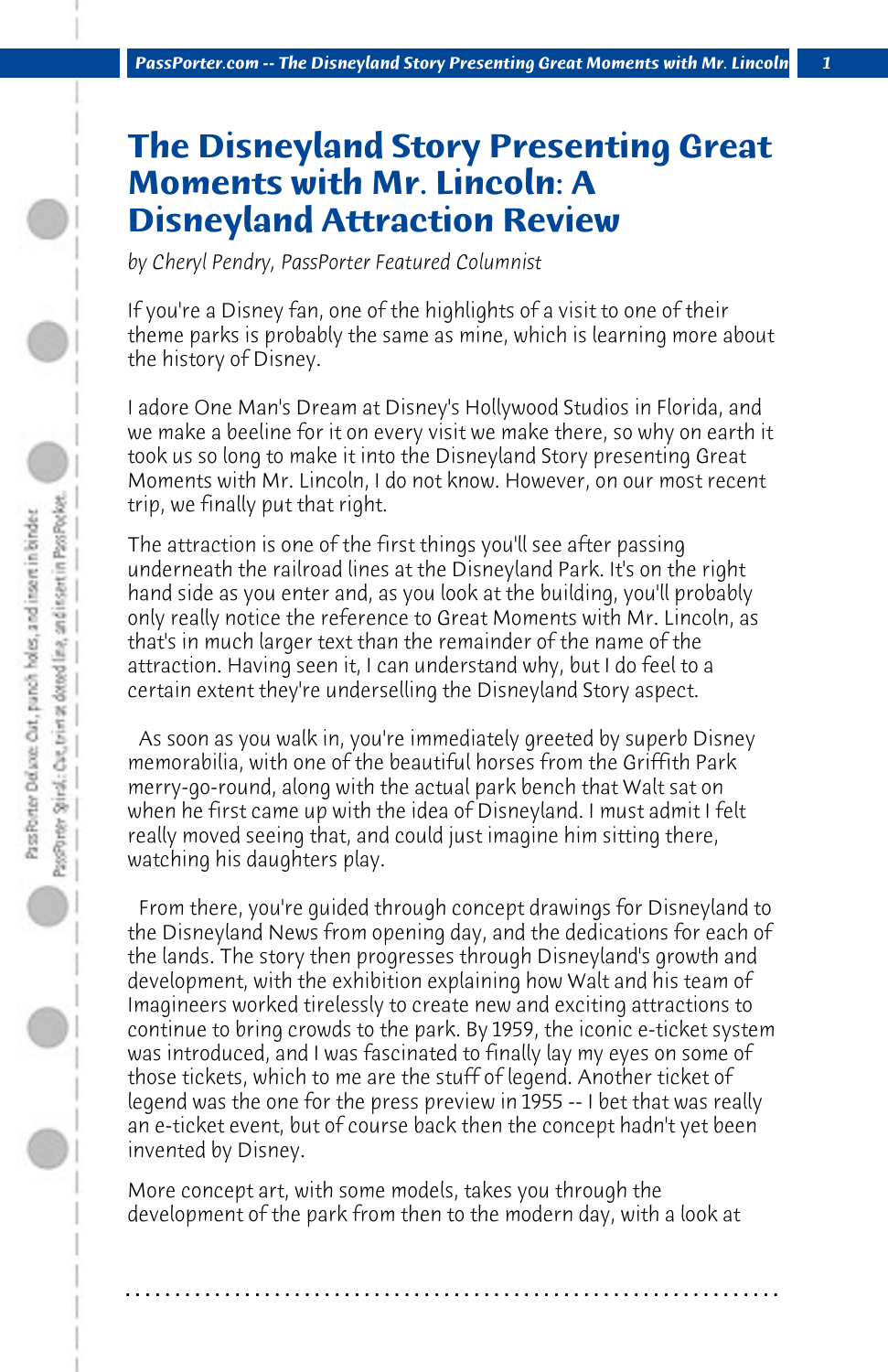# The Disneyland Story Presenting Great Moments with Mr. Lincoln: A Disneyland Attraction Review

*by Cheryl Pendry, PassPorter Featured Columnist*

If you're a Disney fan, one of the highlights of a visit to one of their theme parks is probably the same as mine, which is learning more about the history of Disney.

I adore One Man's Dream at Disney's Hollywood Studios in Florida, and we make a beeline for it on every visit we make there, so why on earth it took us so long to make it into the Disneyland Story presenting Great Moments with Mr. Lincoln, I do not know. However, on our most recent trip, we finally put that right.

The attraction is one of the first things you'll see after passing underneath the railroad lines at the Disneyland Park. It's on the right hand side as you enter and, as you look at the building, you'll probably only really notice the reference to Great Moments with Mr. Lincoln, as that's in much larger text than the remainder of the name of the attraction. Having seen it, I can understand why, but I do feel to a certain extent they're underselling the Disneyland Story aspect.

As soon as you walk in, you're immediately greeted by superb Disney memorabilia, with one of the beautiful horses from the Griffith Park merry-go-round, along with the actual park bench that Walt sat on when he first came up with the idea of Disneyland. I must admit I felt really moved seeing that, and could just imagine him sitting there, watching his daughters play.

From there, you're guided through concept drawings for Disneyland to the Disneyland News from opening day, and the dedications for each of the lands. The story then progresses through Disneyland's growth and development, with the exhibition explaining how Walt and his team of Imagineers worked tirelessly to create new and exciting attractions to continue to bring crowds to the park. By 1959, the iconic e-ticket system was introduced, and I was fascinated to finally lay my eyes on some of those tickets, which to me are the stuff of legend. Another ticket of legend was the one for the press preview in 1955 -- I bet that was really an e-ticket event, but of course back then the concept hadn't yet been invented by Disney.

More concept art, with some models, takes you through the development of the park from then to the modern day, with a look at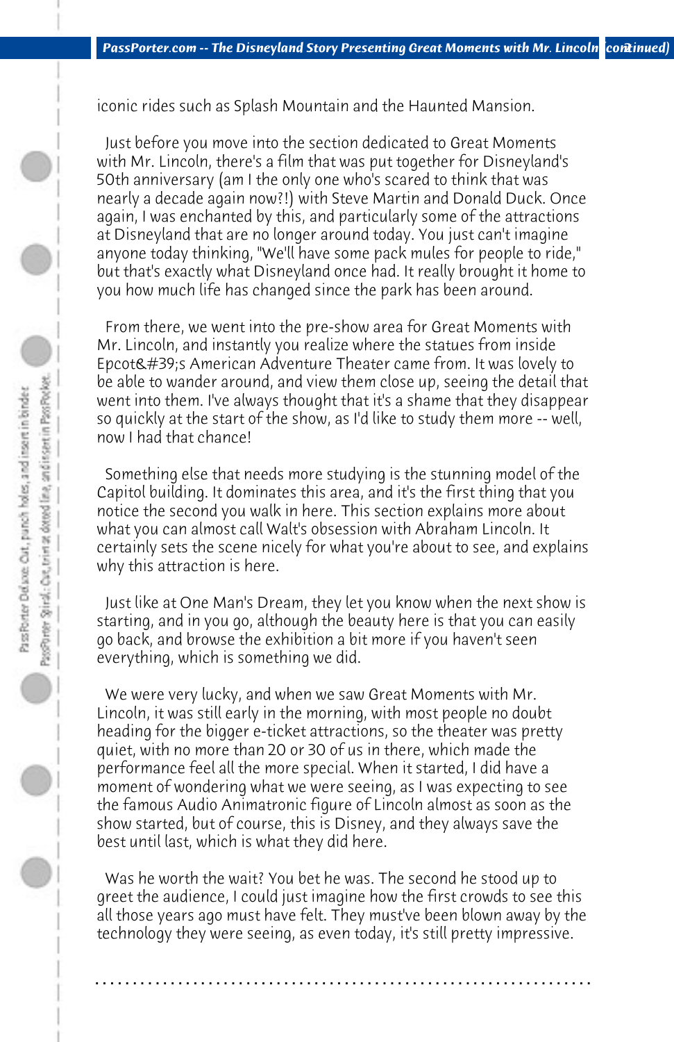iconic rides such as Splash Mountain and the Haunted Mansion.

Just before you move into the section dedicated to Great Moments with Mr. Lincoln, there's a film that was put together for Disneyland's 50th anniversary (am I the only one who's scared to think that was nearly a decade again now?!) with Steve Martin and Donald Duck. Once again, I was enchanted by this, and particularly some of the attractions at Disneyland that are no longer around today. You just can't imagine anyone today thinking, "We'll have some pack mules for people to ride," but that's exactly what Disneyland once had. It really brought it home to you how much life has changed since the park has been around.

From there, we went into the pre-show area for Great Moments with Mr. Lincoln, and instantly you realize where the statues from inside Epcot&#39;s American Adventure Theater came from. It was lovely to be able to wander around, and view them close up, seeing the detail that went into them. I've always thought that it's a shame that they disappear so quickly at the start of the show, as I'd like to study them more -- well, now I had that chance!

Something else that needs more studying is the stunning model of the Capitol building. It dominates this area, and it's the first thing that you notice the second you walk in here. This section explains more about what you can almost call Walt's obsession with Abraham Lincoln. It certainly sets the scene nicely for what you're about to see, and explains why this attraction is here.

Just like at One Man's Dream, they let you know when the next show is starting, and in you go, although the beauty here is that you can easily go back, and browse the exhibition a bit more if you haven't seen everything, which is something we did.

We were very lucky, and when we saw Great Moments with Mr. Lincoln, it was still early in the morning, with most people no doubt heading for the bigger e-ticket attractions, so the theater was pretty quiet, with no more than 20 or 30 of us in there, which made the performance feel all the more special. When it started, I did have a moment of wondering what we were seeing, as I was expecting to see the famous Audio Animatronic figure of Lincoln almost as soon as the show started, but of course, this is Disney, and they always save the best until last, which is what they did here.

Was he worth the wait? You bet he was. The second he stood up to greet the audience, I could just imagine how the first crowds to see this all those years ago must have felt. They must've been blown away by the technology they were seeing, as even today, it's still pretty impressive.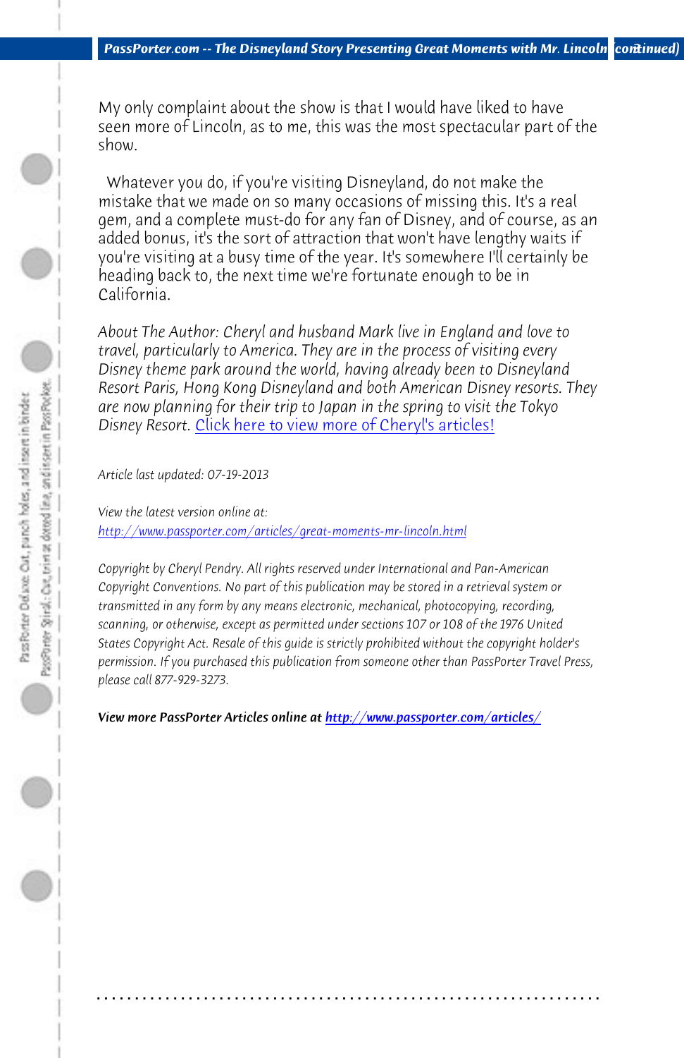My only complaint about the show is that I would have liked to have seen more of Lincoln, as to me, this was the most spectacular part of the show.

Whatever you do, if you're visiting Disneyland, do not make the mistake that we made on so many occasions of missing this. It's a real gem, and a complete must-do for any fan of Disney, and of course, as an added bonus, it's the sort of attraction that won't have lengthy waits if you're visiting at a busy time of the year. It's somewhere I'll certainly be heading back to, the next time we're fortunate enough to be in California.

*About The Author: Cheryl and husband Mark live in England and love to travel, particularly to America. They are in the process of visiting every Disney theme park around the world, having already been to Disneyland Resort Paris, Hong Kong Disneyland and both American Disney resorts. They are now planning for their trip to Japan in the spring to visit the Tokyo Disney Resort.* Click here to view more of Cheryl's articles!

*Article last updated: 07-19-2013*

*View the latest version online at:*
*http://www.passporter.com/articles/great-moments-mr-lincoln.html*

*Copyright by Cheryl Pendry. All rights reserved under International and Pan-American Copyright Conventions. No part of this publication may be stored in a retrieval system or transmitted in any form by any means electronic, mechanical, photocopying, recording, scanning, or otherwise, except as permitted under sections 107 or 108 of the 1976 United States Copyright Act. Resale of this guide is strictly prohibited without the copyright holder's permission. If you purchased this publication from someone other than PassPorter Travel Press, please call 877-929-3273.*

***View more PassPorter Articles online at http://www.passporter.com/articles/***